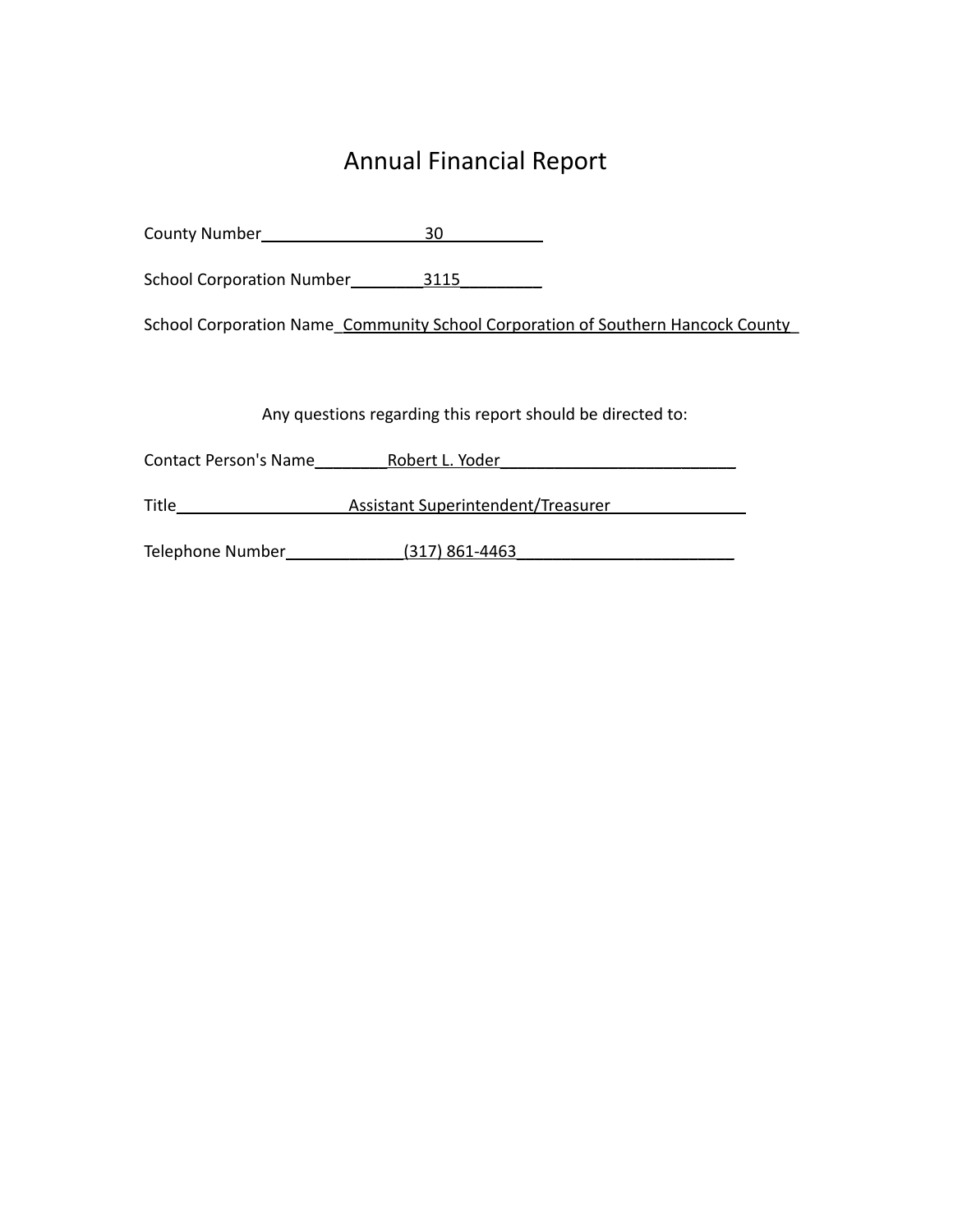# Annual Financial Report

County Number 30

School Corporation Number 3115

School Corporation Name Community School Corporation of Southern Hancock County

Any questions regarding this report should be directed to:

Contact Person's Name Robert L. Yoder

Title Assistant Superintendent/Treasurer

Telephone Number (317) 861-4463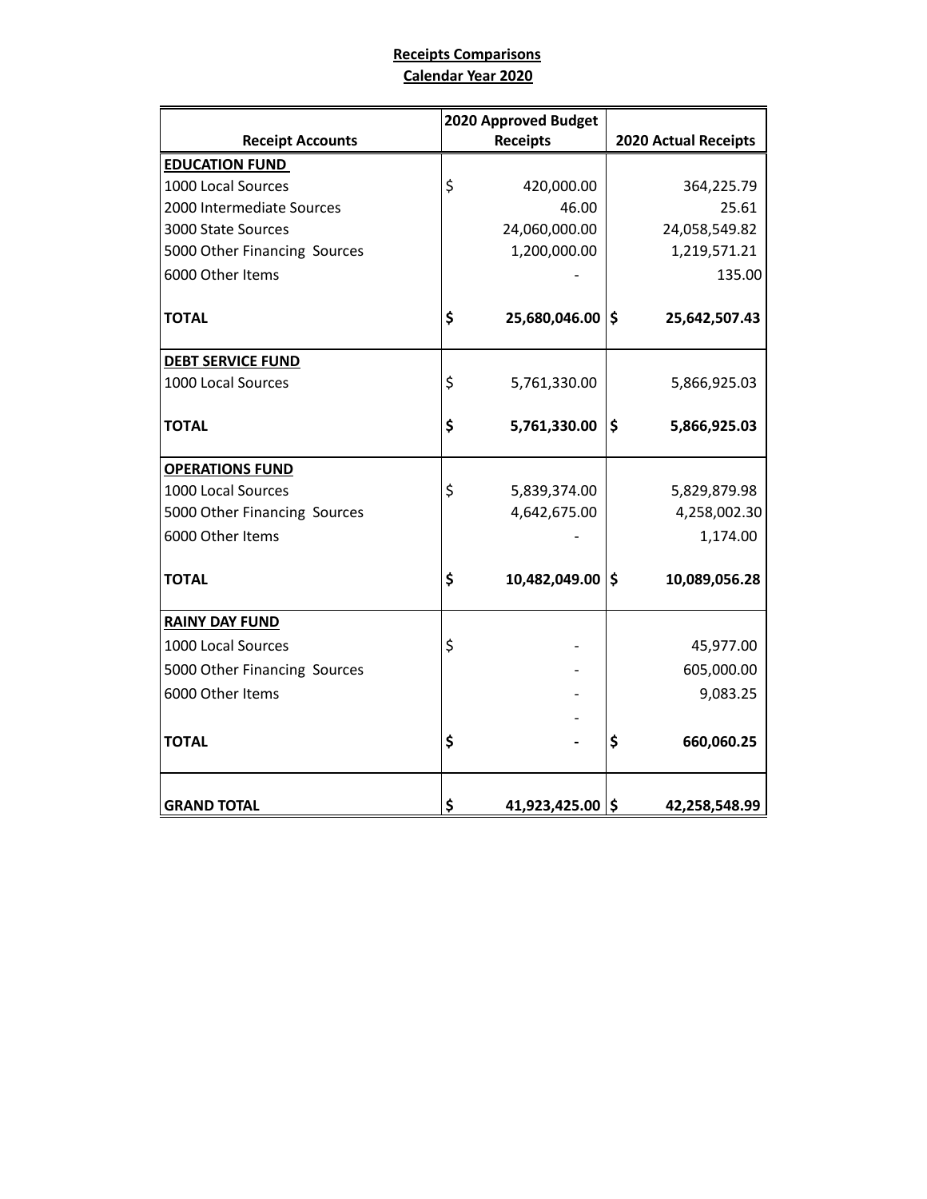**Receipts Comparisons**

**Calendar Year 2020**

| Receipt Accounts | 2020 Approved Budget Receipts | 2020 Actual Receipts |
|---|---|---|
| **EDUCATION FUND** | | |
| 1000 Local Sources | $ 420,000.00 | 364,225.79 |
| 2000 Intermediate Sources | 46.00 | 25.61 |
| 3000 State Sources | 24,060,000.00 | 24,058,549.82 |
| 5000 Other Financing Sources | 1,200,000.00 | 1,219,571.21 |
| 6000 Other Items | - | 135.00 |
| **TOTAL** | **$ 25,680,046.00** | **$ 25,642,507.43** |
| **DEBT SERVICE FUND** | | |
| 1000 Local Sources | $ 5,761,330.00 | 5,866,925.03 |
| **TOTAL** | **$ 5,761,330.00** | **$ 5,866,925.03** |
| **OPERATIONS FUND** | | |
| 1000 Local Sources | $ 5,839,374.00 | 5,829,879.98 |
| 5000 Other Financing Sources | 4,642,675.00 | 4,258,002.30 |
| 6000 Other Items | - | 1,174.00 |
| **TOTAL** | **$ 10,482,049.00** | **$ 10,089,056.28** |
| **RAINY DAY FUND** | | |
| 1000 Local Sources | $ - | 45,977.00 |
| 5000 Other Financing Sources | - | 605,000.00 |
| 6000 Other Items | - | 9,083.25 |
| | - | |
| **TOTAL** | **$ -** | **$ 660,060.25** |
| **GRAND TOTAL** | **$ 41,923,425.00** | **$ 42,258,548.99** |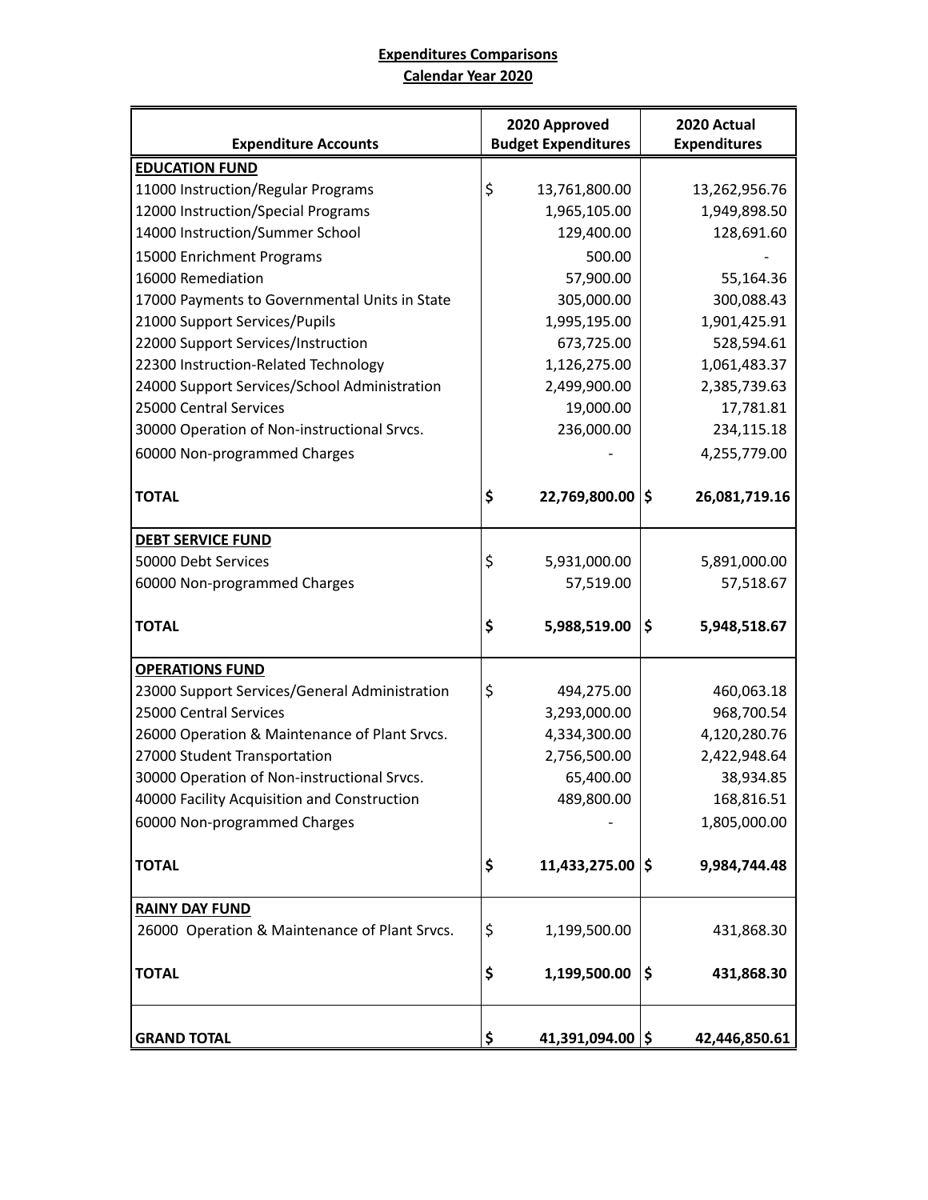**Expenditures Comparisons**

**Calendar Year 2020**

| Expenditure Accounts | 2020 Approved Budget Expenditures | 2020 Actual Expenditures |
|---|---|---|
| **EDUCATION FUND** | | |
| 11000 Instruction/Regular Programs | $ 13,761,800.00 | 13,262,956.76 |
| 12000 Instruction/Special Programs | 1,965,105.00 | 1,949,898.50 |
| 14000 Instruction/Summer School | 129,400.00 | 128,691.60 |
| 15000 Enrichment Programs | 500.00 | - |
| 16000 Remediation | 57,900.00 | 55,164.36 |
| 17000 Payments to Governmental Units in State | 305,000.00 | 300,088.43 |
| 21000 Support Services/Pupils | 1,995,195.00 | 1,901,425.91 |
| 22000 Support Services/Instruction | 673,725.00 | 528,594.61 |
| 22300 Instruction-Related Technology | 1,126,275.00 | 1,061,483.37 |
| 24000 Support Services/School Administration | 2,499,900.00 | 2,385,739.63 |
| 25000 Central Services | 19,000.00 | 17,781.81 |
| 30000 Operation of Non-instructional Srvcs. | 236,000.00 | 234,115.18 |
| 60000 Non-programmed Charges | - | 4,255,779.00 |
| **TOTAL** | **$ 22,769,800.00** | **$ 26,081,719.16** |
| **DEBT SERVICE FUND** | | |
| 50000 Debt Services | $ 5,931,000.00 | 5,891,000.00 |
| 60000 Non-programmed Charges | 57,519.00 | 57,518.67 |
| **TOTAL** | **$ 5,988,519.00** | **$ 5,948,518.67** |
| **OPERATIONS FUND** | | |
| 23000 Support Services/General Administration | $ 494,275.00 | 460,063.18 |
| 25000 Central Services | 3,293,000.00 | 968,700.54 |
| 26000 Operation & Maintenance of Plant Srvcs. | 4,334,300.00 | 4,120,280.76 |
| 27000 Student Transportation | 2,756,500.00 | 2,422,948.64 |
| 30000 Operation of Non-instructional Srvcs. | 65,400.00 | 38,934.85 |
| 40000 Facility Acquisition and Construction | 489,800.00 | 168,816.51 |
| 60000 Non-programmed Charges | - | 1,805,000.00 |
| **TOTAL** | **$ 11,433,275.00** | **$ 9,984,744.48** |
| **RAINY DAY FUND** | | |
| 26000 Operation & Maintenance of Plant Srvcs. | $ 1,199,500.00 | 431,868.30 |
| **TOTAL** | **$ 1,199,500.00** | **$ 431,868.30** |
| **GRAND TOTAL** | **$ 41,391,094.00** | **$ 42,446,850.61** |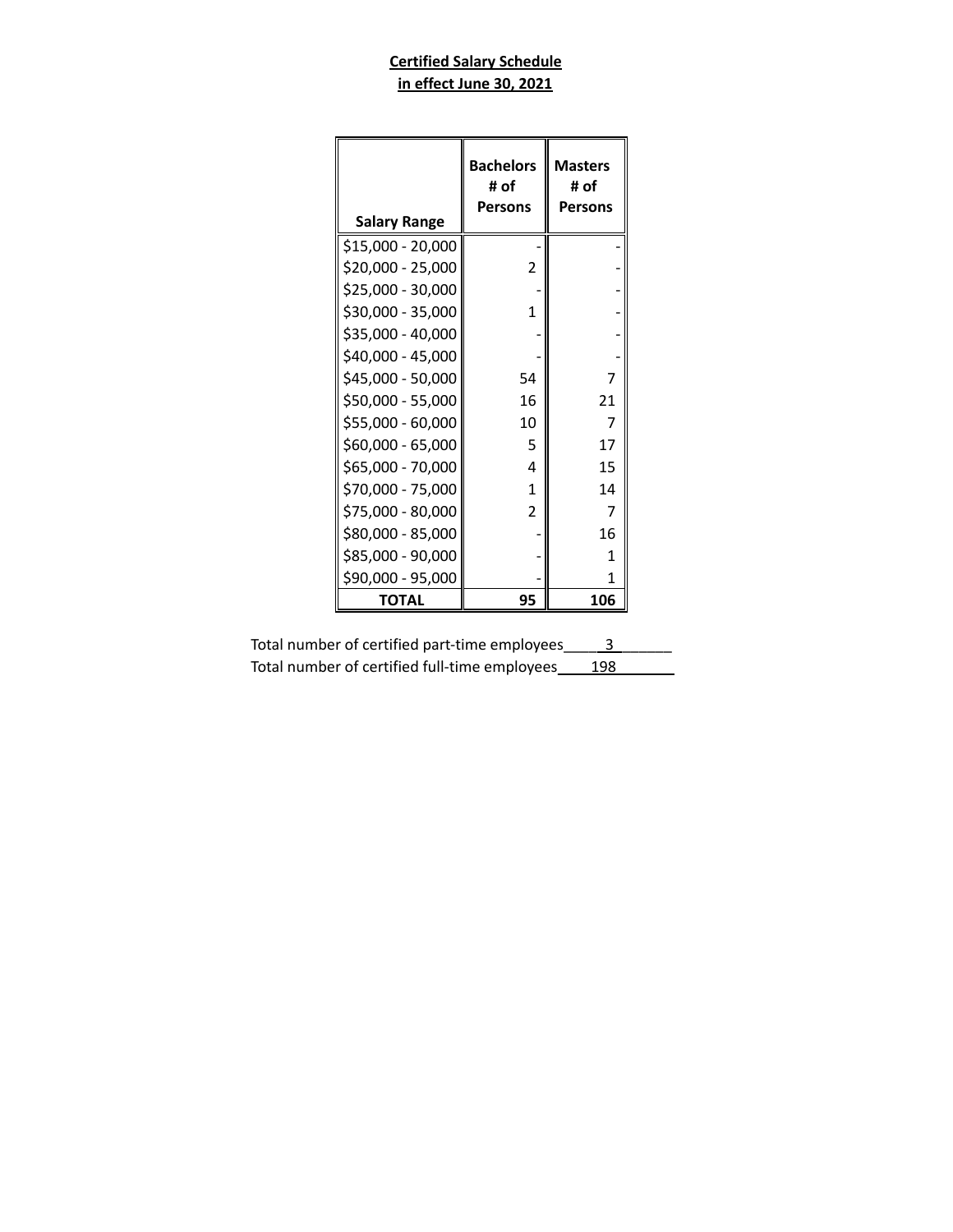**Certified Salary Schedule**
**in effect June 30, 2021**

| Salary Range | Bachelors # of Persons | Masters # of Persons |
|---|---|---|
| $15,000 - 20,000 | - | - |
| $20,000 - 25,000 | 2 | - |
| $25,000 - 30,000 | - | - |
| $30,000 - 35,000 | 1 | - |
| $35,000 - 40,000 | - | - |
| $40,000 - 45,000 | - | - |
| $45,000 - 50,000 | 54 | 7 |
| $50,000 - 55,000 | 16 | 21 |
| $55,000 - 60,000 | 10 | 7 |
| $60,000 - 65,000 | 5 | 17 |
| $65,000 - 70,000 | 4 | 15 |
| $70,000 - 75,000 | 1 | 14 |
| $75,000 - 80,000 | 2 | 7 |
| $80,000 - 85,000 | - | 16 |
| $85,000 - 90,000 | - | 1 |
| $90,000 - 95,000 | - | 1 |
| **TOTAL** | **95** | **106** |

Total number of certified part-time employees 3

Total number of certified full-time employees 198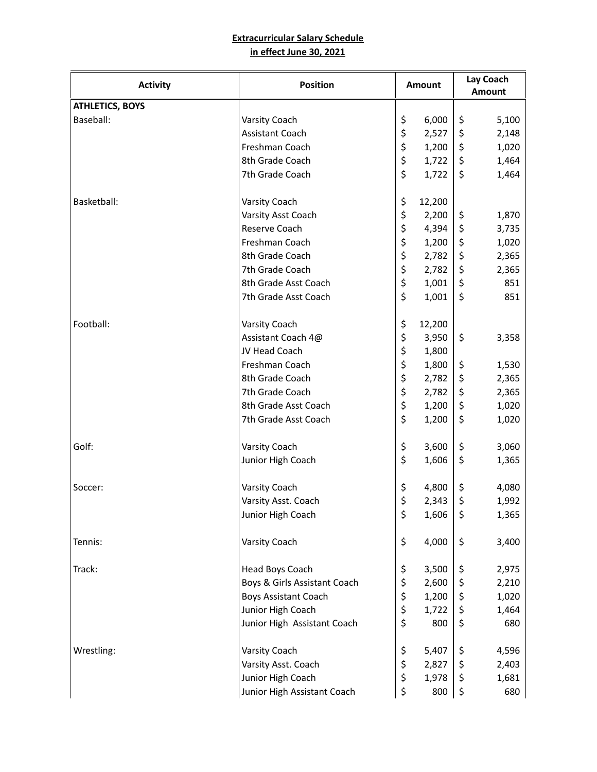**Extracurricular Salary Schedule**
**in effect June 30, 2021**

| Activity | Position | Amount | Lay Coach Amount |
|---|---|---|---|
| **ATHLETICS, BOYS** | | | |
| Baseball: | Varsity Coach | $ 6,000 | $ 5,100 |
| | Assistant Coach | $ 2,527 | $ 2,148 |
| | Freshman Coach | $ 1,200 | $ 1,020 |
| | 8th Grade Coach | $ 1,722 | $ 1,464 |
| | 7th Grade Coach | $ 1,722 | $ 1,464 |
| Basketball: | Varsity Coach | $ 12,200 | |
| | Varsity Asst Coach | $ 2,200 | $ 1,870 |
| | Reserve Coach | $ 4,394 | $ 3,735 |
| | Freshman Coach | $ 1,200 | $ 1,020 |
| | 8th Grade Coach | $ 2,782 | $ 2,365 |
| | 7th Grade Coach | $ 2,782 | $ 2,365 |
| | 8th Grade Asst Coach | $ 1,001 | $ 851 |
| | 7th Grade Asst Coach | $ 1,001 | $ 851 |
| Football: | Varsity Coach | $ 12,200 | |
| | Assistant Coach 4@ | $ 3,950 | $ 3,358 |
| | JV Head Coach | $ 1,800 | |
| | Freshman Coach | $ 1,800 | $ 1,530 |
| | 8th Grade Coach | $ 2,782 | $ 2,365 |
| | 7th Grade Coach | $ 2,782 | $ 2,365 |
| | 8th Grade Asst Coach | $ 1,200 | $ 1,020 |
| | 7th Grade Asst Coach | $ 1,200 | $ 1,020 |
| Golf: | Varsity Coach | $ 3,600 | $ 3,060 |
| | Junior High Coach | $ 1,606 | $ 1,365 |
| Soccer: | Varsity Coach | $ 4,800 | $ 4,080 |
| | Varsity Asst. Coach | $ 2,343 | $ 1,992 |
| | Junior High Coach | $ 1,606 | $ 1,365 |
| Tennis: | Varsity Coach | $ 4,000 | $ 3,400 |
| Track: | Head Boys Coach | $ 3,500 | $ 2,975 |
| | Boys & Girls Assistant Coach | $ 2,600 | $ 2,210 |
| | Boys Assistant Coach | $ 1,200 | $ 1,020 |
| | Junior High Coach | $ 1,722 | $ 1,464 |
| | Junior High Assistant Coach | $ 800 | $ 680 |
| Wrestling: | Varsity Coach | $ 5,407 | $ 4,596 |
| | Varsity Asst. Coach | $ 2,827 | $ 2,403 |
| | Junior High Coach | $ 1,978 | $ 1,681 |
| | Junior High Assistant Coach | $ 800 | $ 680 |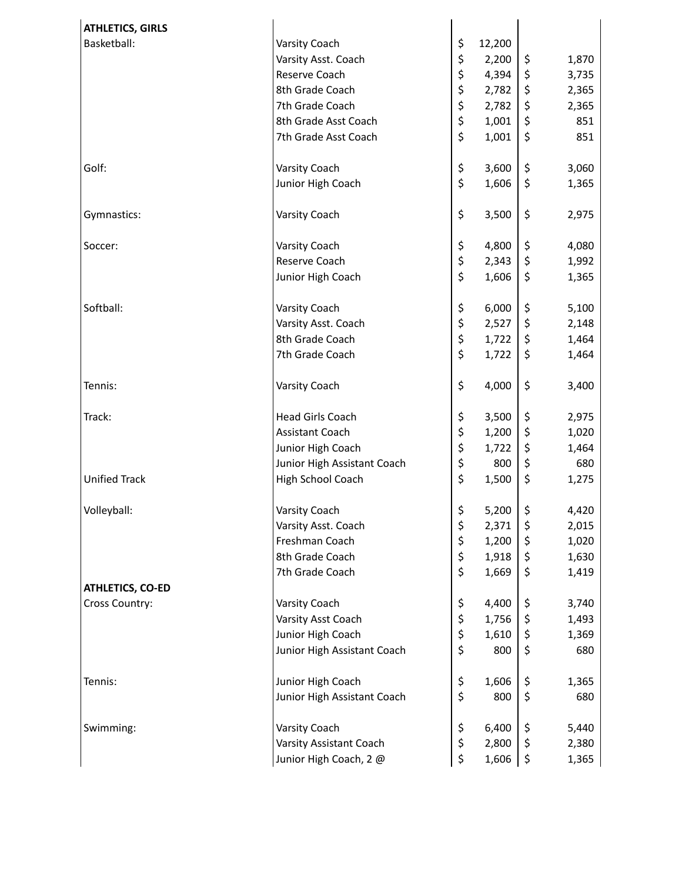| | | | |
|---|---|---|---|
| **ATHLETICS, GIRLS** | | | |
| Basketball: | Varsity Coach | $ 12,200 | |
| | Varsity Asst. Coach | $ 2,200 | $ 1,870 |
| | Reserve Coach | $ 4,394 | $ 3,735 |
| | 8th Grade Coach | $ 2,782 | $ 2,365 |
| | 7th Grade Coach | $ 2,782 | $ 2,365 |
| | 8th Grade Asst Coach | $ 1,001 | $ 851 |
| | 7th Grade Asst Coach | $ 1,001 | $ 851 |
| | | | |
| Golf: | Varsity Coach | $ 3,600 | $ 3,060 |
| | Junior High Coach | $ 1,606 | $ 1,365 |
| | | | |
| Gymnastics: | Varsity Coach | $ 3,500 | $ 2,975 |
| | | | |
| Soccer: | Varsity Coach | $ 4,800 | $ 4,080 |
| | Reserve Coach | $ 2,343 | $ 1,992 |
| | Junior High Coach | $ 1,606 | $ 1,365 |
| | | | |
| Softball: | Varsity Coach | $ 6,000 | $ 5,100 |
| | Varsity Asst. Coach | $ 2,527 | $ 2,148 |
| | 8th Grade Coach | $ 1,722 | $ 1,464 |
| | 7th Grade Coach | $ 1,722 | $ 1,464 |
| | | | |
| Tennis: | Varsity Coach | $ 4,000 | $ 3,400 |
| | | | |
| Track: | Head Girls Coach | $ 3,500 | $ 2,975 |
| | Assistant Coach | $ 1,200 | $ 1,020 |
| | Junior High Coach | $ 1,722 | $ 1,464 |
| | Junior High Assistant Coach | $ 800 | $ 680 |
| Unified Track | High School Coach | $ 1,500 | $ 1,275 |
| | | | |
| Volleyball: | Varsity Coach | $ 5,200 | $ 4,420 |
| | Varsity Asst. Coach | $ 2,371 | $ 2,015 |
| | Freshman Coach | $ 1,200 | $ 1,020 |
| | 8th Grade Coach | $ 1,918 | $ 1,630 |
| | 7th Grade Coach | $ 1,669 | $ 1,419 |
| **ATHLETICS, CO-ED** | | | |
| Cross Country: | Varsity Coach | $ 4,400 | $ 3,740 |
| | Varsity Asst Coach | $ 1,756 | $ 1,493 |
| | Junior High Coach | $ 1,610 | $ 1,369 |
| | Junior High Assistant Coach | $ 800 | $ 680 |
| | | | |
| Tennis: | Junior High Coach | $ 1,606 | $ 1,365 |
| | Junior High Assistant Coach | $ 800 | $ 680 |
| | | | |
| Swimming: | Varsity Coach | $ 6,400 | $ 5,440 |
| | Varsity Assistant Coach | $ 2,800 | $ 2,380 |
| | Junior High Coach, 2 @ | $ 1,606 | $ 1,365 |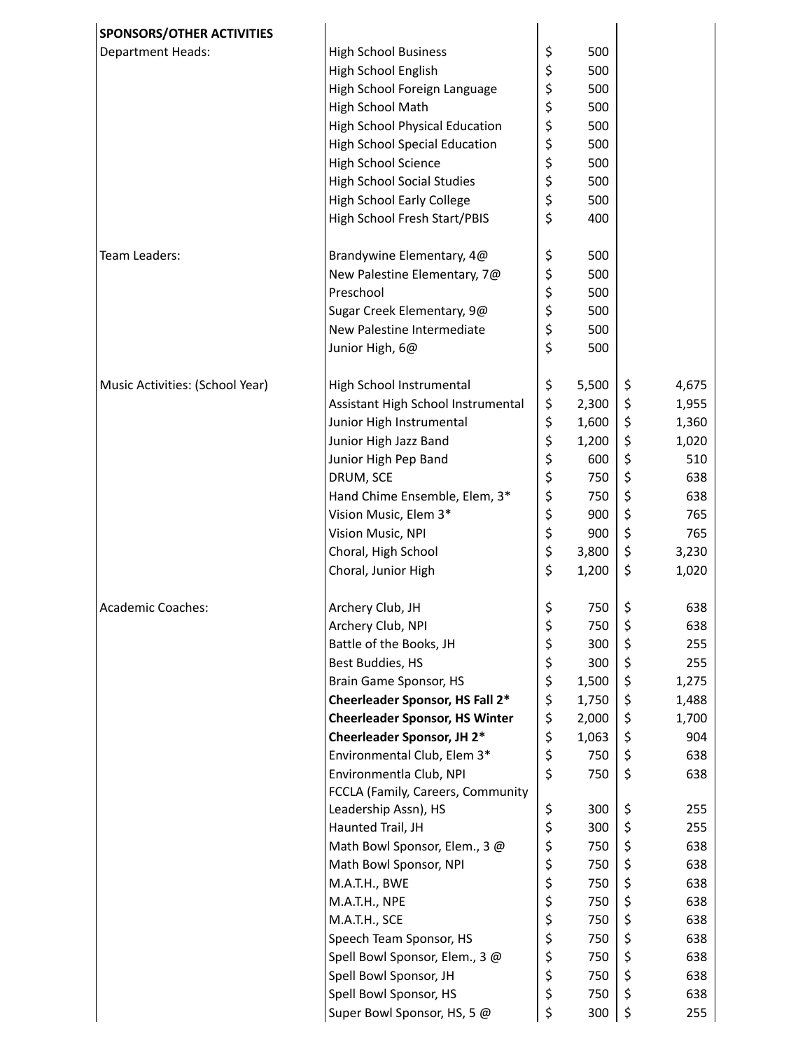| SPONSORS/OTHER ACTIVITIES | | | |
|---|---|---|---|
| Department Heads: | High School Business | $ 500 | |
| | High School English | $ 500 | |
| | High School Foreign Language | $ 500 | |
| | High School Math | $ 500 | |
| | High School Physical Education | $ 500 | |
| | High School Special Education | $ 500 | |
| | High School Science | $ 500 | |
| | High School Social Studies | $ 500 | |
| | High School Early College | $ 500 | |
| | High School Fresh Start/PBIS | $ 400 | |
| | | | |
| Team Leaders: | Brandywine Elementary, 4@ | $ 500 | |
| | New Palestine Elementary, 7@ | $ 500 | |
| | Preschool | $ 500 | |
| | Sugar Creek Elementary, 9@ | $ 500 | |
| | New Palestine Intermediate | $ 500 | |
| | Junior High, 6@ | $ 500 | |
| | | | |
| Music Activities: (School Year) | High School Instrumental | $ 5,500 | $ 4,675 |
| | Assistant High School Instrumental | $ 2,300 | $ 1,955 |
| | Junior High Instrumental | $ 1,600 | $ 1,360 |
| | Junior High Jazz Band | $ 1,200 | $ 1,020 |
| | Junior High Pep Band | $ 600 | $ 510 |
| | DRUM, SCE | $ 750 | $ 638 |
| | Hand Chime Ensemble, Elem, 3* | $ 750 | $ 638 |
| | Vision Music, Elem 3* | $ 900 | $ 765 |
| | Vision Music, NPI | $ 900 | $ 765 |
| | Choral, High School | $ 3,800 | $ 3,230 |
| | Choral, Junior High | $ 1,200 | $ 1,020 |
| | | | |
| Academic Coaches: | Archery Club, JH | $ 750 | $ 638 |
| | Archery Club, NPI | $ 750 | $ 638 |
| | Battle of the Books, JH | $ 300 | $ 255 |
| | Best Buddies, HS | $ 300 | $ 255 |
| | Brain Game Sponsor, HS | $ 1,500 | $ 1,275 |
| | **Cheerleader Sponsor, HS Fall 2*** | $ 1,750 | $ 1,488 |
| | **Cheerleader Sponsor, HS Winter** | $ 2,000 | $ 1,700 |
| | **Cheerleader Sponsor, JH 2*** | $ 1,063 | $ 904 |
| | Environmental Club, Elem 3* | $ 750 | $ 638 |
| | Environmentla Club, NPI | $ 750 | $ 638 |
| | FCCLA (Family, Careers, Community Leadership Assn), HS | $ 300 | $ 255 |
| | Haunted Trail, JH | $ 300 | $ 255 |
| | Math Bowl Sponsor, Elem., 3 @ | $ 750 | $ 638 |
| | Math Bowl Sponsor, NPI | $ 750 | $ 638 |
| | M.A.T.H., BWE | $ 750 | $ 638 |
| | M.A.T.H., NPE | $ 750 | $ 638 |
| | M.A.T.H., SCE | $ 750 | $ 638 |
| | Speech Team Sponsor, HS | $ 750 | $ 638 |
| | Spell Bowl Sponsor, Elem., 3 @ | $ 750 | $ 638 |
| | Spell Bowl Sponsor, JH | $ 750 | $ 638 |
| | Spell Bowl Sponsor, HS | $ 750 | $ 638 |
| | Super Bowl Sponsor, HS, 5 @ | $ 300 | $ 255 |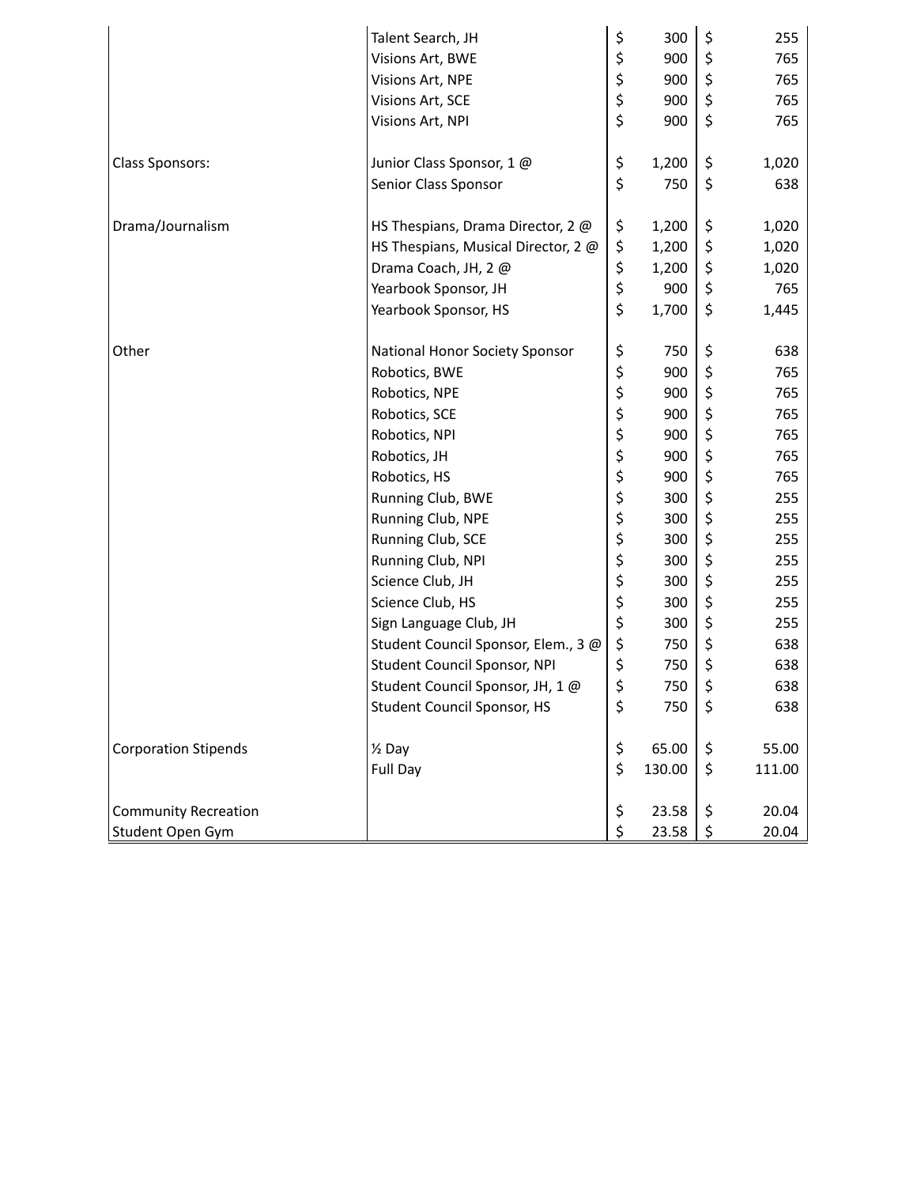| | | | |
|---|---|---|---|
| | Talent Search, JH | $ 300 | $ 255 |
| | Visions Art, BWE | $ 900 | $ 765 |
| | Visions Art, NPE | $ 900 | $ 765 |
| | Visions Art, SCE | $ 900 | $ 765 |
| | Visions Art, NPI | $ 900 | $ 765 |
| Class Sponsors: | Junior Class Sponsor, 1 @ | $ 1,200 | $ 1,020 |
| | Senior Class Sponsor | $ 750 | $ 638 |
| Drama/Journalism | HS Thespians, Drama Director, 2 @ | $ 1,200 | $ 1,020 |
| | HS Thespians, Musical Director, 2 @ | $ 1,200 | $ 1,020 |
| | Drama Coach, JH, 2 @ | $ 1,200 | $ 1,020 |
| | Yearbook Sponsor, JH | $ 900 | $ 765 |
| | Yearbook Sponsor, HS | $ 1,700 | $ 1,445 |
| Other | National Honor Society Sponsor | $ 750 | $ 638 |
| | Robotics, BWE | $ 900 | $ 765 |
| | Robotics, NPE | $ 900 | $ 765 |
| | Robotics, SCE | $ 900 | $ 765 |
| | Robotics, NPI | $ 900 | $ 765 |
| | Robotics, JH | $ 900 | $ 765 |
| | Robotics, HS | $ 900 | $ 765 |
| | Running Club, BWE | $ 300 | $ 255 |
| | Running Club, NPE | $ 300 | $ 255 |
| | Running Club, SCE | $ 300 | $ 255 |
| | Running Club, NPI | $ 300 | $ 255 |
| | Science Club, JH | $ 300 | $ 255 |
| | Science Club, HS | $ 300 | $ 255 |
| | Sign Language Club, JH | $ 300 | $ 255 |
| | Student Council Sponsor, Elem., 3 @ | $ 750 | $ 638 |
| | Student Council Sponsor, NPI | $ 750 | $ 638 |
| | Student Council Sponsor, JH, 1 @ | $ 750 | $ 638 |
| | Student Council Sponsor, HS | $ 750 | $ 638 |
| Corporation Stipends | ½ Day | $ 65.00 | $ 55.00 |
| | Full Day | $ 130.00 | $ 111.00 |
| Community Recreation | | $ 23.58 | $ 20.04 |
| Student Open Gym | | $ 23.58 | $ 20.04 |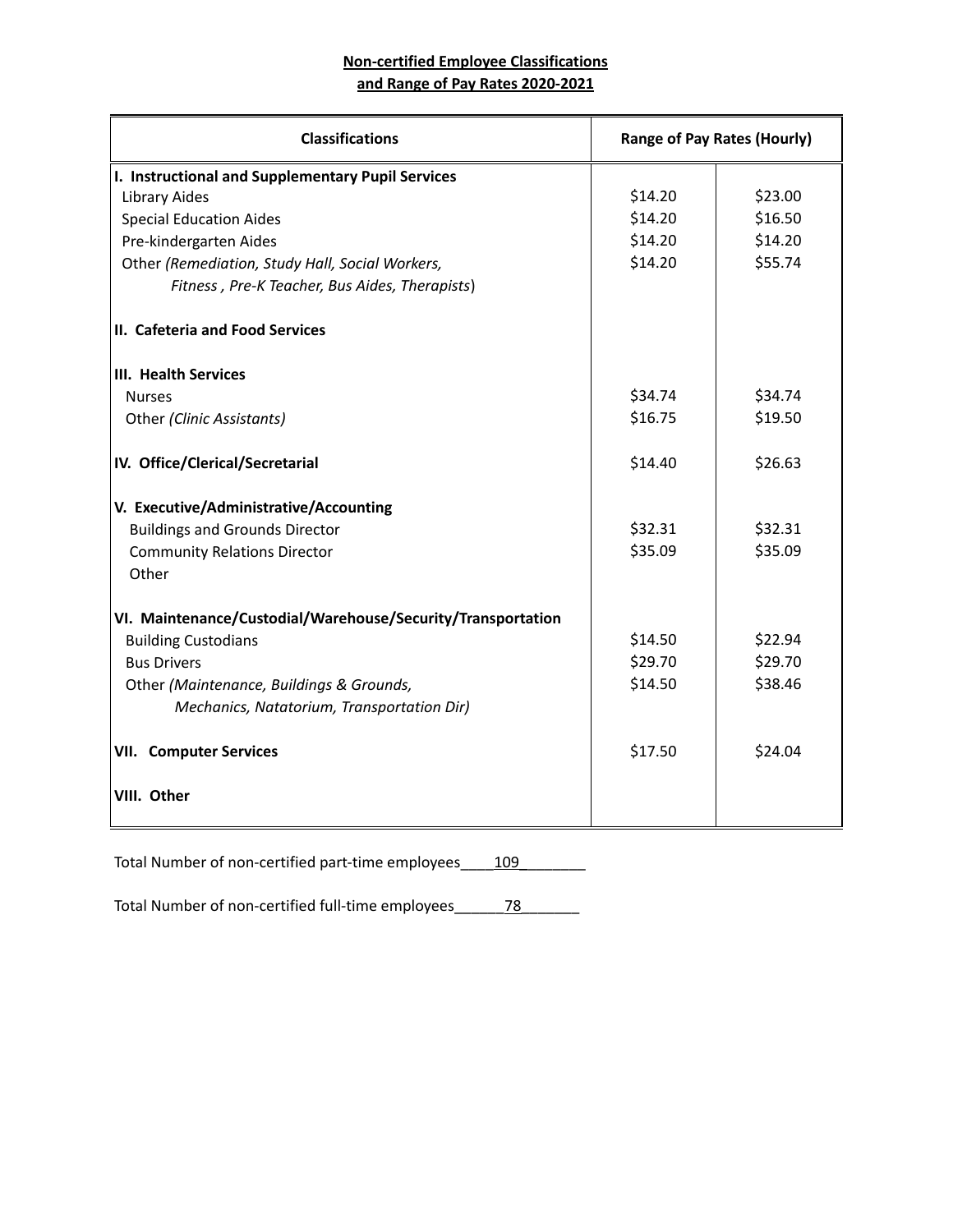**Non-certified Employee Classifications and Range of Pay Rates 2020-2021**

| Classifications | Range of Pay Rates (Hourly) | |
|---|---|---|
| **I. Instructional and Supplementary Pupil Services** | | |
| Library Aides | $14.20 | $23.00 |
| Special Education Aides | $14.20 | $16.50 |
| Pre-kindergarten Aides | $14.20 | $14.20 |
| Other *(Remediation, Study Hall, Social Workers, Fitness , Pre-K Teacher, Bus Aides, Therapists*) | $14.20 | $55.74 |
| **II. Cafeteria and Food Services** | | |
| **III. Health Services** | | |
| Nurses | $34.74 | $34.74 |
| Other *(Clinic Assistants)* | $16.75 | $19.50 |
| **IV. Office/Clerical/Secretarial** | $14.40 | $26.63 |
| **V. Executive/Administrative/Accounting** | | |
| Buildings and Grounds Director | $32.31 | $32.31 |
| Community Relations Director | $35.09 | $35.09 |
| Other | | |
| **VI. Maintenance/Custodial/Warehouse/Security/Transportation** | | |
| Building Custodians | $14.50 | $22.94 |
| Bus Drivers | $29.70 | $29.70 |
| Other *(Maintenance, Buildings & Grounds, Mechanics, Natatorium, Transportation Dir)* | $14.50 | $38.46 |
| **VII. Computer Services** | $17.50 | $24.04 |
| **VIII. Other** | | |

Total Number of non-certified part-time employees____109________

Total Number of non-certified full-time employees______78_______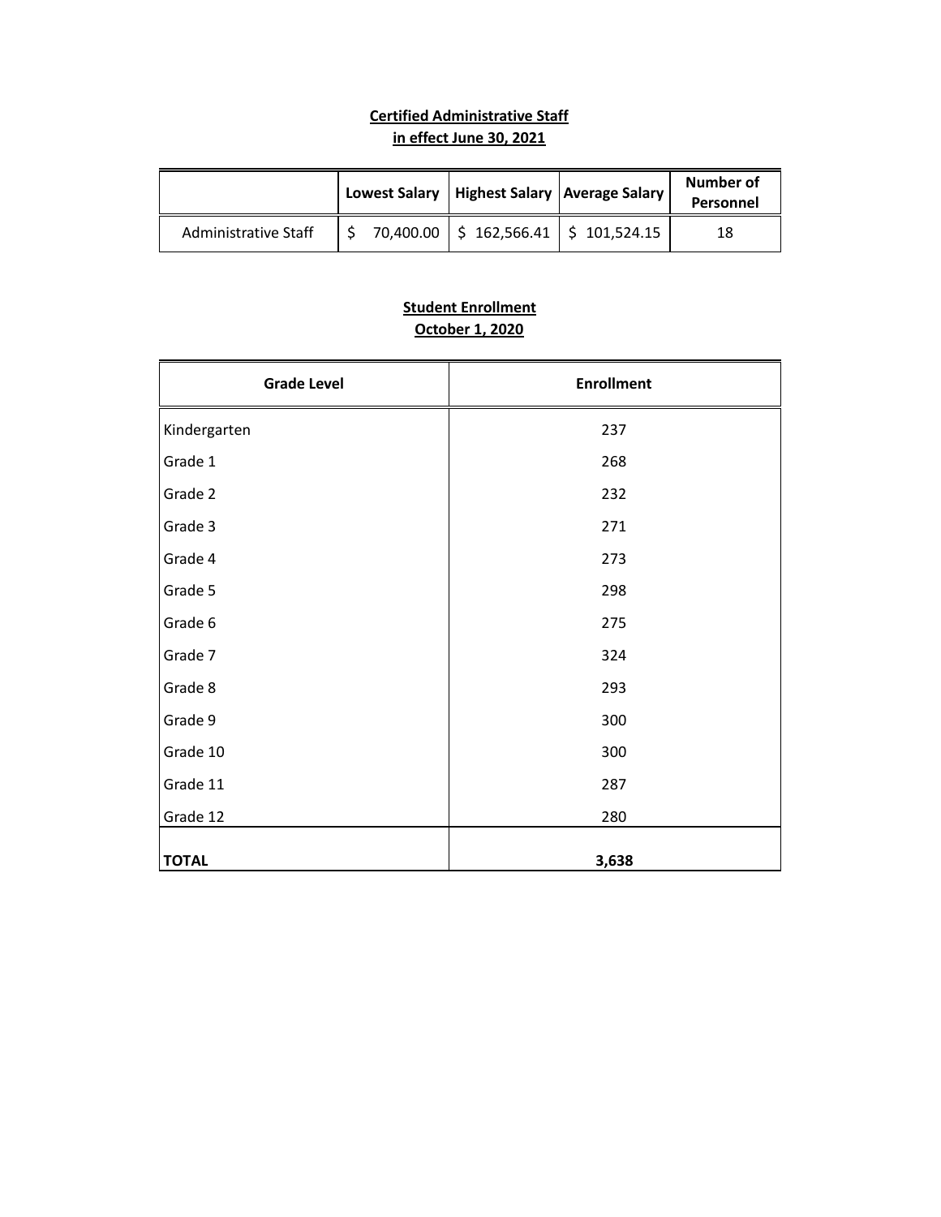**Certified Administrative Staff**
**in effect June 30, 2021**

| | Lowest Salary | Highest Salary | Average Salary | Number of Personnel |
|---|---|---|---|---|
| Administrative Staff | $ 70,400.00 | $ 162,566.41 | $ 101,524.15 | 18 |

**Student Enrollment**
**October 1, 2020**

| Grade Level | Enrollment |
|---|---|
| Kindergarten | 237 |
| Grade 1 | 268 |
| Grade 2 | 232 |
| Grade 3 | 271 |
| Grade 4 | 273 |
| Grade 5 | 298 |
| Grade 6 | 275 |
| Grade 7 | 324 |
| Grade 8 | 293 |
| Grade 9 | 300 |
| Grade 10 | 300 |
| Grade 11 | 287 |
| Grade 12 | 280 |
| **TOTAL** | **3,638** |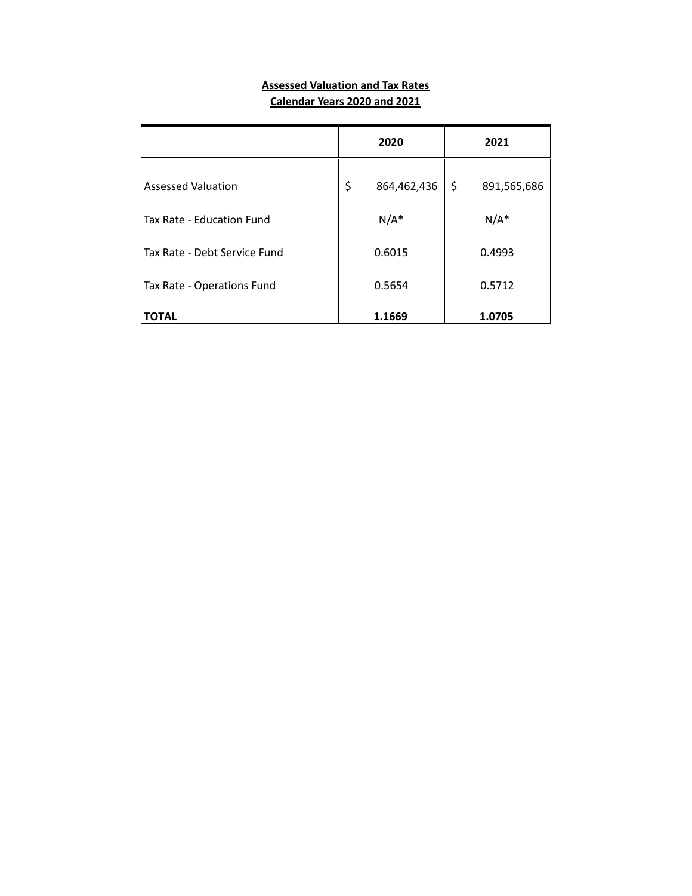**Assessed Valuation and Tax Rates**
**Calendar Years 2020 and 2021**

| | 2020 | 2021 |
|---|---|---|
| Assessed Valuation | $ 864,462,436 | $ 891,565,686 |
| Tax Rate - Education Fund | N/A* | N/A* |
| Tax Rate - Debt Service Fund | 0.6015 | 0.4993 |
| Tax Rate - Operations Fund | 0.5654 | 0.5712 |
| **TOTAL** | **1.1669** | **1.0705** |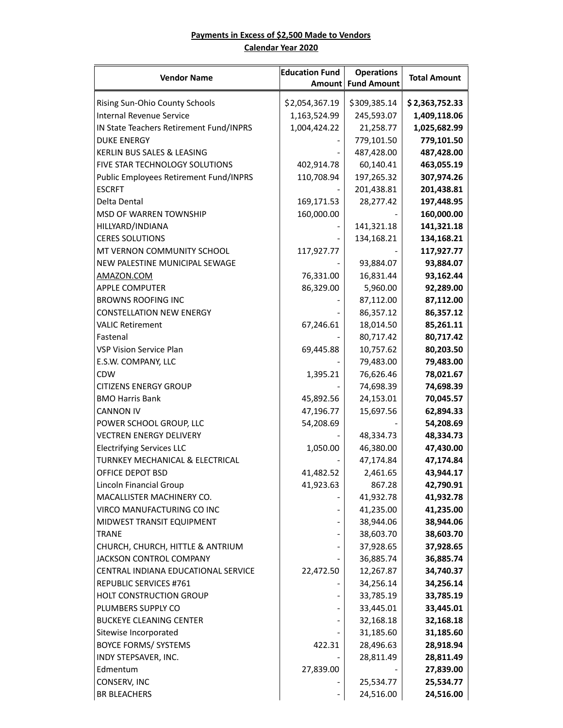**Payments in Excess of $2,500 Made to Vendors**

**Calendar Year 2020**

| Vendor Name | Education Fund Amount | Operations Fund Amount | Total Amount |
|---|---|---|---|
| Rising Sun-Ohio County Schools | $2,054,367.19 | $309,385.14 | **$ 2,363,752.33** |
| Internal Revenue Service | 1,163,524.99 | 245,593.07 | **1,409,118.06** |
| IN State Teachers Retirement Fund/INPRS | 1,004,424.22 | 21,258.77 | **1,025,682.99** |
| DUKE ENERGY | - | 779,101.50 | **779,101.50** |
| KERLIN BUS SALES & LEASING | - | 487,428.00 | **487,428.00** |
| FIVE STAR TECHNOLOGY SOLUTIONS | 402,914.78 | 60,140.41 | **463,055.19** |
| Public Employees Retirement Fund/INPRS | 110,708.94 | 197,265.32 | **307,974.26** |
| ESCRFT | - | 201,438.81 | **201,438.81** |
| Delta Dental | 169,171.53 | 28,277.42 | **197,448.95** |
| MSD OF WARREN TOWNSHIP | 160,000.00 | - | **160,000.00** |
| HILLYARD/INDIANA | - | 141,321.18 | **141,321.18** |
| CERES SOLUTIONS | - | 134,168.21 | **134,168.21** |
| MT VERNON COMMUNITY SCHOOL | 117,927.77 | - | **117,927.77** |
| NEW PALESTINE MUNICIPAL SEWAGE | - | 93,884.07 | **93,884.07** |
| AMAZON.COM | 76,331.00 | 16,831.44 | **93,162.44** |
| APPLE COMPUTER | 86,329.00 | 5,960.00 | **92,289.00** |
| BROWNS ROOFING INC | - | 87,112.00 | **87,112.00** |
| CONSTELLATION NEW ENERGY | - | 86,357.12 | **86,357.12** |
| VALIC Retirement | 67,246.61 | 18,014.50 | **85,261.11** |
| Fastenal | - | 80,717.42 | **80,717.42** |
| VSP Vision Service Plan | 69,445.88 | 10,757.62 | **80,203.50** |
| E.S.W. COMPANY, LLC | - | 79,483.00 | **79,483.00** |
| CDW | 1,395.21 | 76,626.46 | **78,021.67** |
| CITIZENS ENERGY GROUP | - | 74,698.39 | **74,698.39** |
| BMO Harris Bank | 45,892.56 | 24,153.01 | **70,045.57** |
| CANNON IV | 47,196.77 | 15,697.56 | **62,894.33** |
| POWER SCHOOL GROUP, LLC | 54,208.69 | - | **54,208.69** |
| VECTREN ENERGY DELIVERY | - | 48,334.73 | **48,334.73** |
| Electrifying Services LLC | 1,050.00 | 46,380.00 | **47,430.00** |
| TURNKEY MECHANICAL & ELECTRICAL | - | 47,174.84 | **47,174.84** |
| OFFICE DEPOT BSD | 41,482.52 | 2,461.65 | **43,944.17** |
| Lincoln Financial Group | 41,923.63 | 867.28 | **42,790.91** |
| MACALLISTER MACHINERY CO. | - | 41,932.78 | **41,932.78** |
| VIRCO MANUFACTURING CO INC | - | 41,235.00 | **41,235.00** |
| MIDWEST TRANSIT EQUIPMENT | - | 38,944.06 | **38,944.06** |
| TRANE | - | 38,603.70 | **38,603.70** |
| CHURCH, CHURCH, HITTLE & ANTRIUM | - | 37,928.65 | **37,928.65** |
| JACKSON CONTROL COMPANY | - | 36,885.74 | **36,885.74** |
| CENTRAL INDIANA EDUCATIONAL SERVICE | 22,472.50 | 12,267.87 | **34,740.37** |
| REPUBLIC SERVICES #761 | - | 34,256.14 | **34,256.14** |
| HOLT CONSTRUCTION GROUP | - | 33,785.19 | **33,785.19** |
| PLUMBERS SUPPLY CO | - | 33,445.01 | **33,445.01** |
| BUCKEYE CLEANING CENTER | - | 32,168.18 | **32,168.18** |
| Sitewise Incorporated | - | 31,185.60 | **31,185.60** |
| BOYCE FORMS/ SYSTEMS | 422.31 | 28,496.63 | **28,918.94** |
| INDY STEPSAVER, INC. | - | 28,811.49 | **28,811.49** |
| Edmentum | 27,839.00 | - | **27,839.00** |
| CONSERV, INC | - | 25,534.77 | **25,534.77** |
| BR BLEACHERS | - | 24,516.00 | **24,516.00** |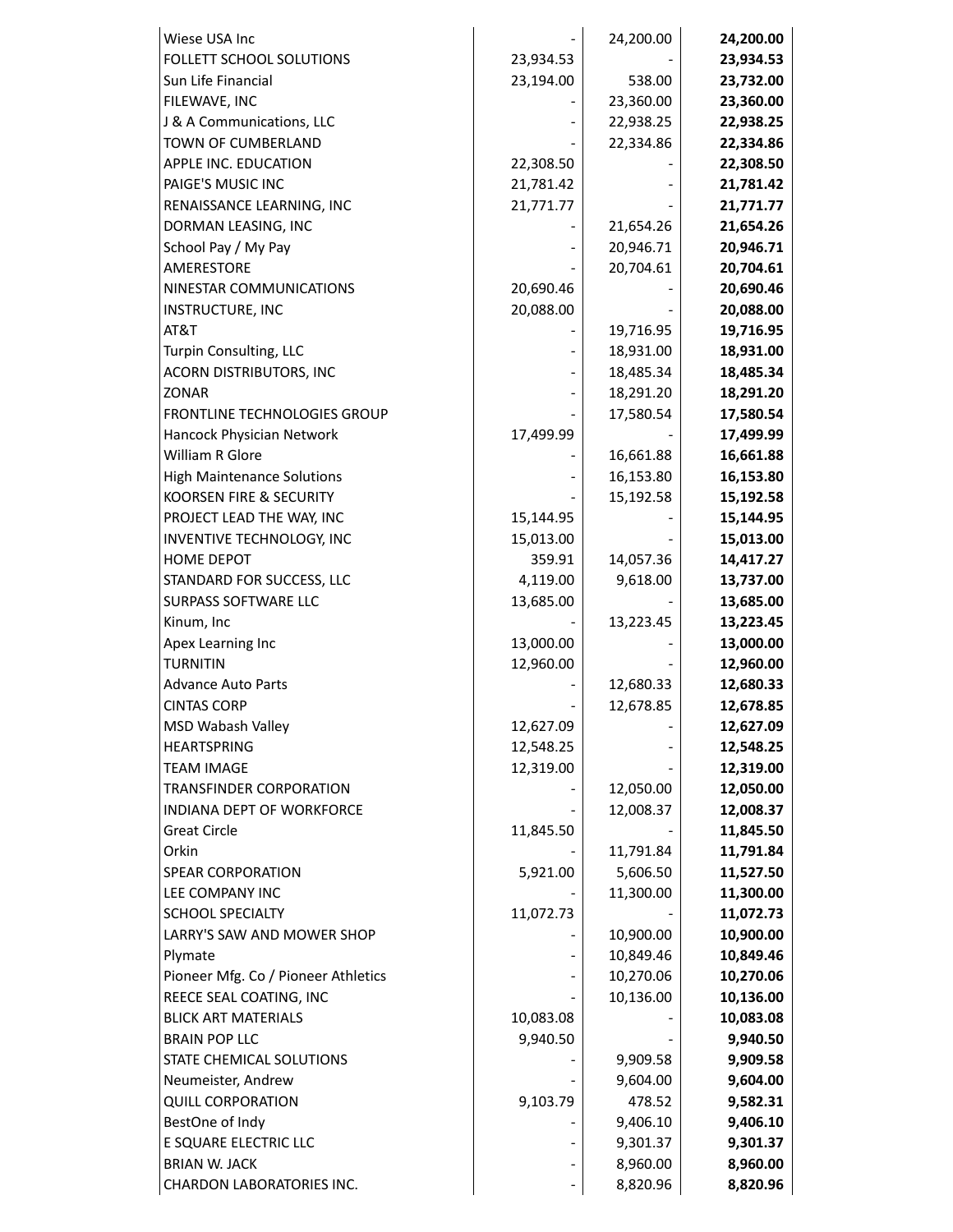| | | | |
|---|---|---|---|
| Wiese USA Inc | - | 24,200.00 | **24,200.00** |
| FOLLETT SCHOOL SOLUTIONS | 23,934.53 | - | **23,934.53** |
| Sun Life Financial | 23,194.00 | 538.00 | **23,732.00** |
| FILEWAVE, INC | - | 23,360.00 | **23,360.00** |
| J & A Communications, LLC | - | 22,938.25 | **22,938.25** |
| TOWN OF CUMBERLAND | - | 22,334.86 | **22,334.86** |
| APPLE INC. EDUCATION | 22,308.50 | - | **22,308.50** |
| PAIGE'S MUSIC INC | 21,781.42 | - | **21,781.42** |
| RENAISSANCE LEARNING, INC | 21,771.77 | - | **21,771.77** |
| DORMAN LEASING, INC | - | 21,654.26 | **21,654.26** |
| School Pay / My Pay | - | 20,946.71 | **20,946.71** |
| AMERESTORE | - | 20,704.61 | **20,704.61** |
| NINESTAR COMMUNICATIONS | 20,690.46 | - | **20,690.46** |
| INSTRUCTURE, INC | 20,088.00 | - | **20,088.00** |
| AT&T | - | 19,716.95 | **19,716.95** |
| Turpin Consulting, LLC | - | 18,931.00 | **18,931.00** |
| ACORN DISTRIBUTORS, INC | - | 18,485.34 | **18,485.34** |
| ZONAR | - | 18,291.20 | **18,291.20** |
| FRONTLINE TECHNOLOGIES GROUP | - | 17,580.54 | **17,580.54** |
| Hancock Physician Network | 17,499.99 | - | **17,499.99** |
| William R Glore | - | 16,661.88 | **16,661.88** |
| High Maintenance Solutions | - | 16,153.80 | **16,153.80** |
| KOORSEN FIRE & SECURITY | - | 15,192.58 | **15,192.58** |
| PROJECT LEAD THE WAY, INC | 15,144.95 | - | **15,144.95** |
| INVENTIVE TECHNOLOGY, INC | 15,013.00 | - | **15,013.00** |
| HOME DEPOT | 359.91 | 14,057.36 | **14,417.27** |
| STANDARD FOR SUCCESS, LLC | 4,119.00 | 9,618.00 | **13,737.00** |
| SURPASS SOFTWARE LLC | 13,685.00 | - | **13,685.00** |
| Kinum, Inc | - | 13,223.45 | **13,223.45** |
| Apex Learning Inc | 13,000.00 | - | **13,000.00** |
| TURNITIN | 12,960.00 | - | **12,960.00** |
| Advance Auto Parts | - | 12,680.33 | **12,680.33** |
| CINTAS CORP | - | 12,678.85 | **12,678.85** |
| MSD Wabash Valley | 12,627.09 | - | **12,627.09** |
| HEARTSPRING | 12,548.25 | - | **12,548.25** |
| TEAM IMAGE | 12,319.00 | - | **12,319.00** |
| TRANSFINDER CORPORATION | - | 12,050.00 | **12,050.00** |
| INDIANA DEPT OF WORKFORCE | - | 12,008.37 | **12,008.37** |
| Great Circle | 11,845.50 | - | **11,845.50** |
| Orkin | - | 11,791.84 | **11,791.84** |
| SPEAR CORPORATION | 5,921.00 | 5,606.50 | **11,527.50** |
| LEE COMPANY INC | - | 11,300.00 | **11,300.00** |
| SCHOOL SPECIALTY | 11,072.73 | - | **11,072.73** |
| LARRY'S SAW AND MOWER SHOP | - | 10,900.00 | **10,900.00** |
| Plymate | - | 10,849.46 | **10,849.46** |
| Pioneer Mfg. Co / Pioneer Athletics | - | 10,270.06 | **10,270.06** |
| REECE SEAL COATING, INC | - | 10,136.00 | **10,136.00** |
| BLICK ART MATERIALS | 10,083.08 | - | **10,083.08** |
| BRAIN POP LLC | 9,940.50 | - | **9,940.50** |
| STATE CHEMICAL SOLUTIONS | - | 9,909.58 | **9,909.58** |
| Neumeister, Andrew | - | 9,604.00 | **9,604.00** |
| QUILL CORPORATION | 9,103.79 | 478.52 | **9,582.31** |
| BestOne of Indy | - | 9,406.10 | **9,406.10** |
| E SQUARE ELECTRIC LLC | - | 9,301.37 | **9,301.37** |
| BRIAN W. JACK | - | 8,960.00 | **8,960.00** |
| CHARDON LABORATORIES INC. | - | 8,820.96 | **8,820.96** |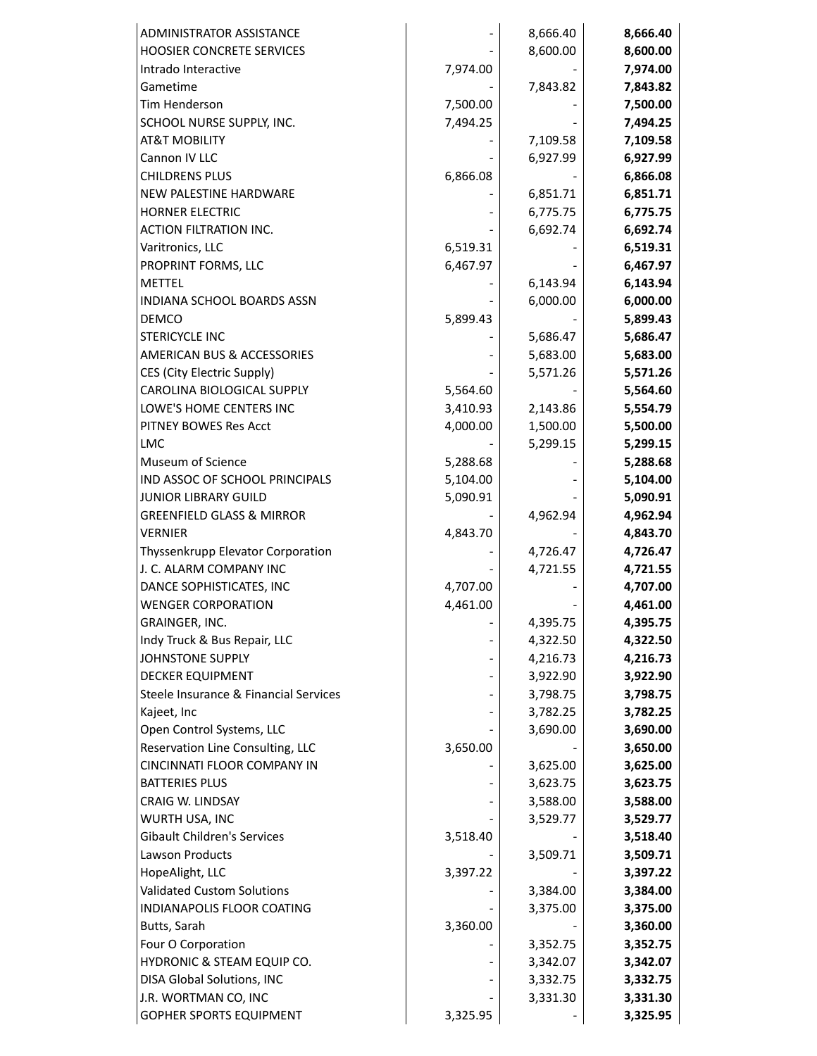| | | | |
|---|---|---|---|
| ADMINISTRATOR ASSISTANCE | - | 8,666.40 | **8,666.40** |
| HOOSIER CONCRETE SERVICES | - | 8,600.00 | **8,600.00** |
| Intrado Interactive | 7,974.00 | - | **7,974.00** |
| Gametime | - | 7,843.82 | **7,843.82** |
| Tim Henderson | 7,500.00 | - | **7,500.00** |
| SCHOOL NURSE SUPPLY, INC. | 7,494.25 | - | **7,494.25** |
| AT&T MOBILITY | - | 7,109.58 | **7,109.58** |
| Cannon IV LLC | - | 6,927.99 | **6,927.99** |
| CHILDRENS PLUS | 6,866.08 | - | **6,866.08** |
| NEW PALESTINE HARDWARE | - | 6,851.71 | **6,851.71** |
| HORNER ELECTRIC | - | 6,775.75 | **6,775.75** |
| ACTION FILTRATION INC. | - | 6,692.74 | **6,692.74** |
| Varitronics, LLC | 6,519.31 | - | **6,519.31** |
| PROPRINT FORMS, LLC | 6,467.97 | - | **6,467.97** |
| METTEL | - | 6,143.94 | **6,143.94** |
| INDIANA SCHOOL BOARDS ASSN | - | 6,000.00 | **6,000.00** |
| DEMCO | 5,899.43 | - | **5,899.43** |
| STERICYCLE INC | - | 5,686.47 | **5,686.47** |
| AMERICAN BUS & ACCESSORIES | - | 5,683.00 | **5,683.00** |
| CES (City Electric Supply) | - | 5,571.26 | **5,571.26** |
| CAROLINA BIOLOGICAL SUPPLY | 5,564.60 | - | **5,564.60** |
| LOWE'S HOME CENTERS INC | 3,410.93 | 2,143.86 | **5,554.79** |
| PITNEY BOWES Res Acct | 4,000.00 | 1,500.00 | **5,500.00** |
| LMC | - | 5,299.15 | **5,299.15** |
| Museum of Science | 5,288.68 | - | **5,288.68** |
| IND ASSOC OF SCHOOL PRINCIPALS | 5,104.00 | - | **5,104.00** |
| JUNIOR LIBRARY GUILD | 5,090.91 | - | **5,090.91** |
| GREENFIELD GLASS & MIRROR | - | 4,962.94 | **4,962.94** |
| VERNIER | 4,843.70 | - | **4,843.70** |
| Thyssenkrupp Elevator Corporation | - | 4,726.47 | **4,726.47** |
| J. C. ALARM COMPANY INC | - | 4,721.55 | **4,721.55** |
| DANCE SOPHISTICATES, INC | 4,707.00 | - | **4,707.00** |
| WENGER CORPORATION | 4,461.00 | - | **4,461.00** |
| GRAINGER, INC. | - | 4,395.75 | **4,395.75** |
| Indy Truck & Bus Repair, LLC | - | 4,322.50 | **4,322.50** |
| JOHNSTONE SUPPLY | - | 4,216.73 | **4,216.73** |
| DECKER EQUIPMENT | - | 3,922.90 | **3,922.90** |
| Steele Insurance & Financial Services | - | 3,798.75 | **3,798.75** |
| Kajeet, Inc | - | 3,782.25 | **3,782.25** |
| Open Control Systems, LLC | - | 3,690.00 | **3,690.00** |
| Reservation Line Consulting, LLC | 3,650.00 | - | **3,650.00** |
| CINCINNATI FLOOR COMPANY IN | - | 3,625.00 | **3,625.00** |
| BATTERIES PLUS | - | 3,623.75 | **3,623.75** |
| CRAIG W. LINDSAY | - | 3,588.00 | **3,588.00** |
| WURTH USA, INC | - | 3,529.77 | **3,529.77** |
| Gibault Children's Services | 3,518.40 | - | **3,518.40** |
| Lawson Products | - | 3,509.71 | **3,509.71** |
| HopeAlight, LLC | 3,397.22 | - | **3,397.22** |
| Validated Custom Solutions | - | 3,384.00 | **3,384.00** |
| INDIANAPOLIS FLOOR COATING | - | 3,375.00 | **3,375.00** |
| Butts, Sarah | 3,360.00 | - | **3,360.00** |
| Four O Corporation | - | 3,352.75 | **3,352.75** |
| HYDRONIC & STEAM EQUIP CO. | - | 3,342.07 | **3,342.07** |
| DISA Global Solutions, INC | - | 3,332.75 | **3,332.75** |
| J.R. WORTMAN CO, INC | - | 3,331.30 | **3,331.30** |
| GOPHER SPORTS EQUIPMENT | 3,325.95 | - | **3,325.95** |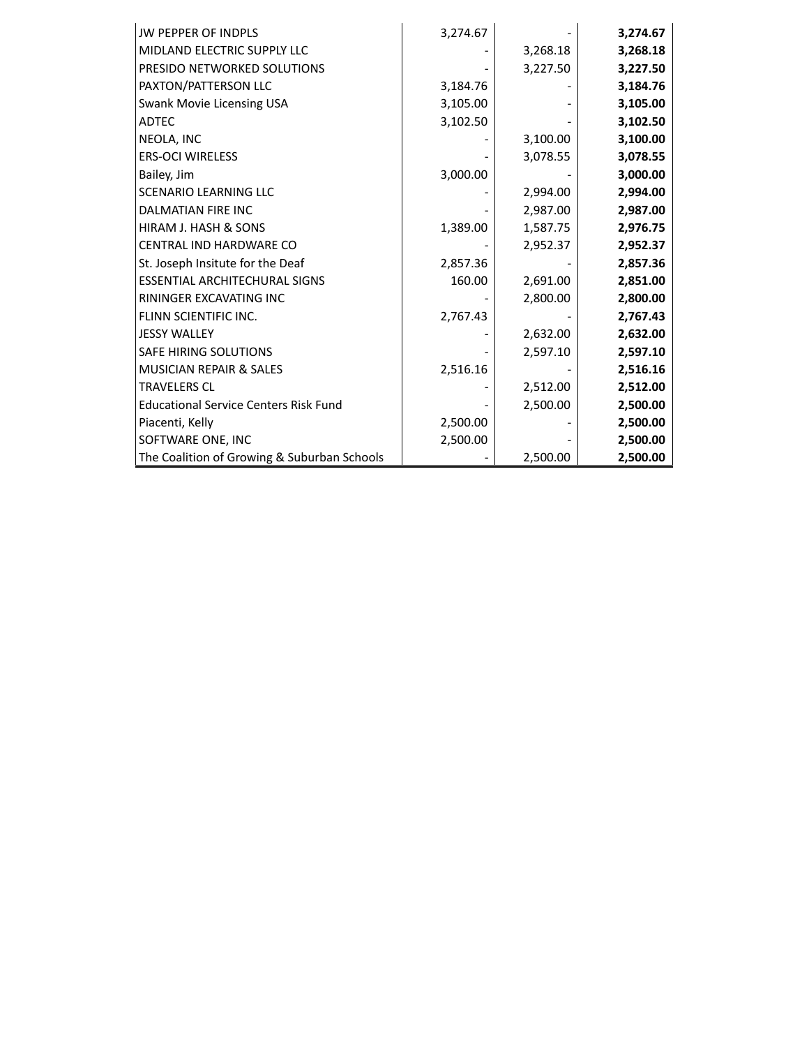| | | | |
|---|---|---|---|
| JW PEPPER OF INDPLS | 3,274.67 | - | **3,274.67** |
| MIDLAND ELECTRIC SUPPLY LLC | - | 3,268.18 | **3,268.18** |
| PRESIDO NETWORKED SOLUTIONS | - | 3,227.50 | **3,227.50** |
| PAXTON/PATTERSON LLC | 3,184.76 | - | **3,184.76** |
| Swank Movie Licensing USA | 3,105.00 | - | **3,105.00** |
| ADTEC | 3,102.50 | - | **3,102.50** |
| NEOLA, INC | - | 3,100.00 | **3,100.00** |
| ERS-OCI WIRELESS | - | 3,078.55 | **3,078.55** |
| Bailey, Jim | 3,000.00 | - | **3,000.00** |
| SCENARIO LEARNING LLC | - | 2,994.00 | **2,994.00** |
| DALMATIAN FIRE INC | - | 2,987.00 | **2,987.00** |
| HIRAM J. HASH & SONS | 1,389.00 | 1,587.75 | **2,976.75** |
| CENTRAL IND HARDWARE CO | - | 2,952.37 | **2,952.37** |
| St. Joseph Insitute for the Deaf | 2,857.36 | - | **2,857.36** |
| ESSENTIAL ARCHITECHURAL SIGNS | 160.00 | 2,691.00 | **2,851.00** |
| RININGER EXCAVATING INC | - | 2,800.00 | **2,800.00** |
| FLINN SCIENTIFIC INC. | 2,767.43 | - | **2,767.43** |
| JESSY WALLEY | - | 2,632.00 | **2,632.00** |
| SAFE HIRING SOLUTIONS | - | 2,597.10 | **2,597.10** |
| MUSICIAN REPAIR & SALES | 2,516.16 | - | **2,516.16** |
| TRAVELERS CL | - | 2,512.00 | **2,512.00** |
| Educational Service Centers Risk Fund | - | 2,500.00 | **2,500.00** |
| Piacenti, Kelly | 2,500.00 | - | **2,500.00** |
| SOFTWARE ONE, INC | 2,500.00 | - | **2,500.00** |
| The Coalition of Growing & Suburban Schools | - | 2,500.00 | **2,500.00** |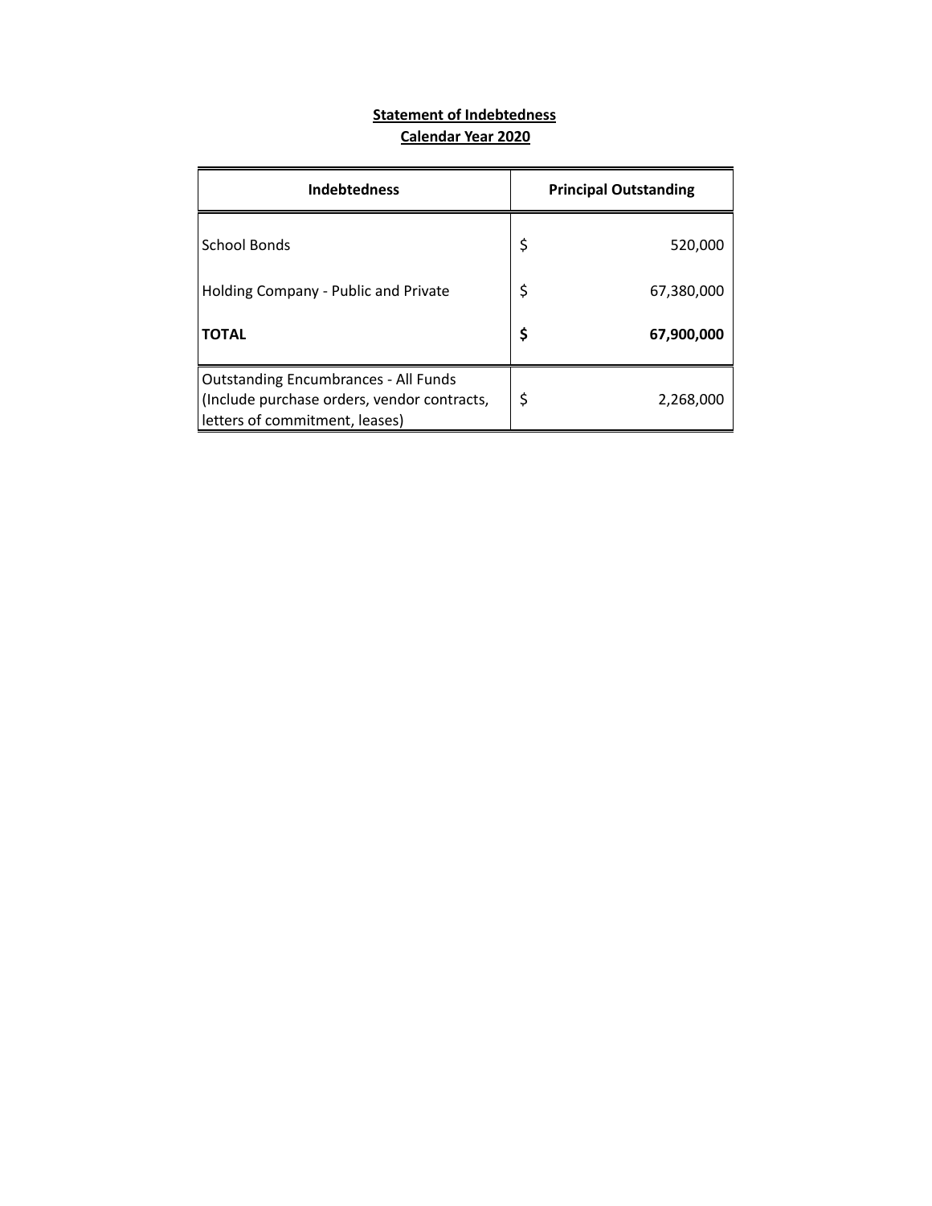**Statement of Indebtedness**
**Calendar Year 2020**

| Indebtedness | Principal Outstanding |
|---|---|
| School Bonds | $ 520,000 |
| Holding Company - Public and Private | $ 67,380,000 |
| **TOTAL** | **$ 67,900,000** |
| Outstanding Encumbrances - All Funds (Include purchase orders, vendor contracts, letters of commitment, leases) | $ 2,268,000 |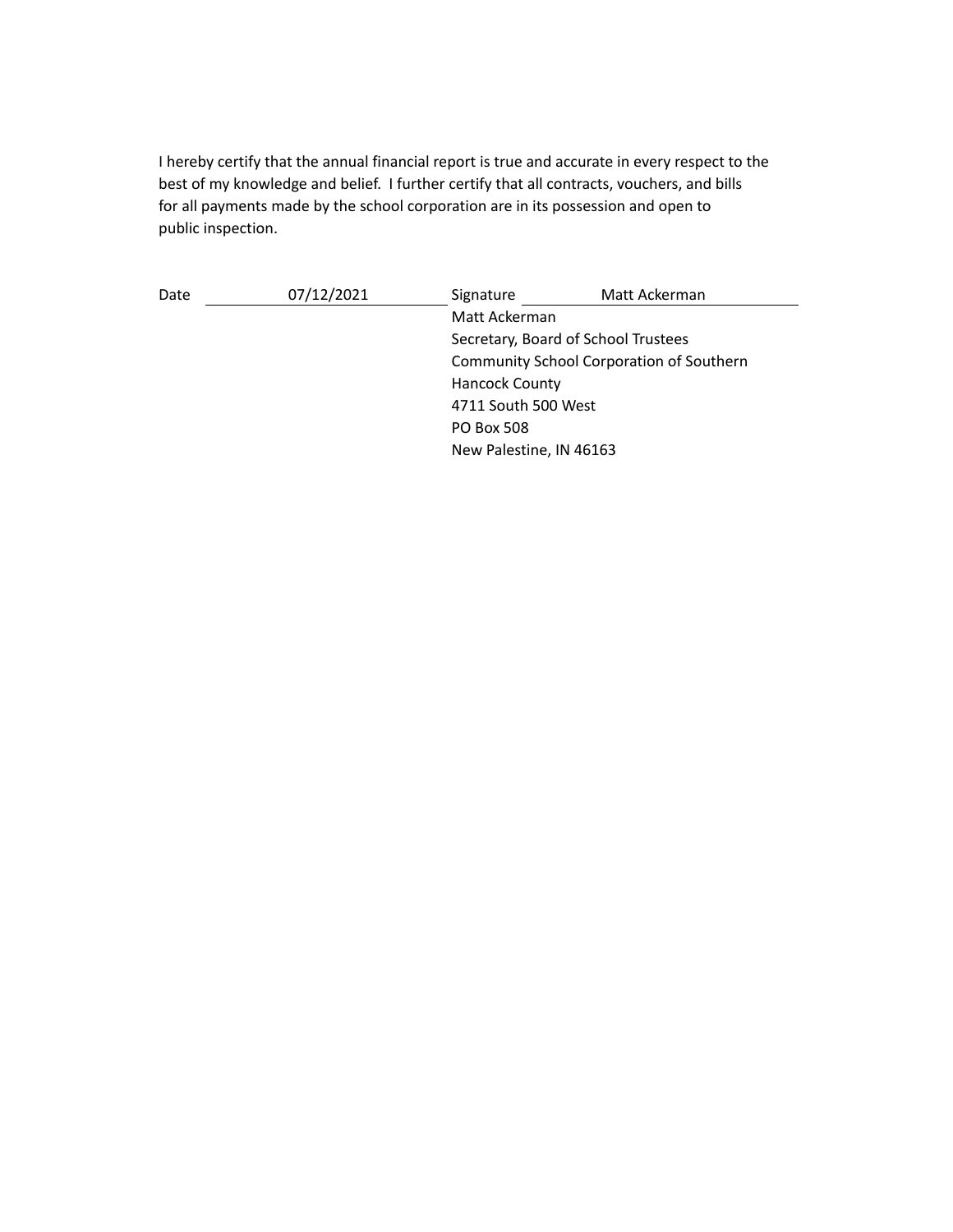I hereby certify that the annual financial report is true and accurate in every respect to the best of my knowledge and belief. I further certify that all contracts, vouchers, and bills for all payments made by the school corporation are in its possession and open to public inspection.

Date 07/12/2021

Signature Matt Ackerman

Matt Ackerman
Secretary, Board of School Trustees
Community School Corporation of Southern Hancock County
4711 South 500 West
PO Box 508
New Palestine, IN 46163